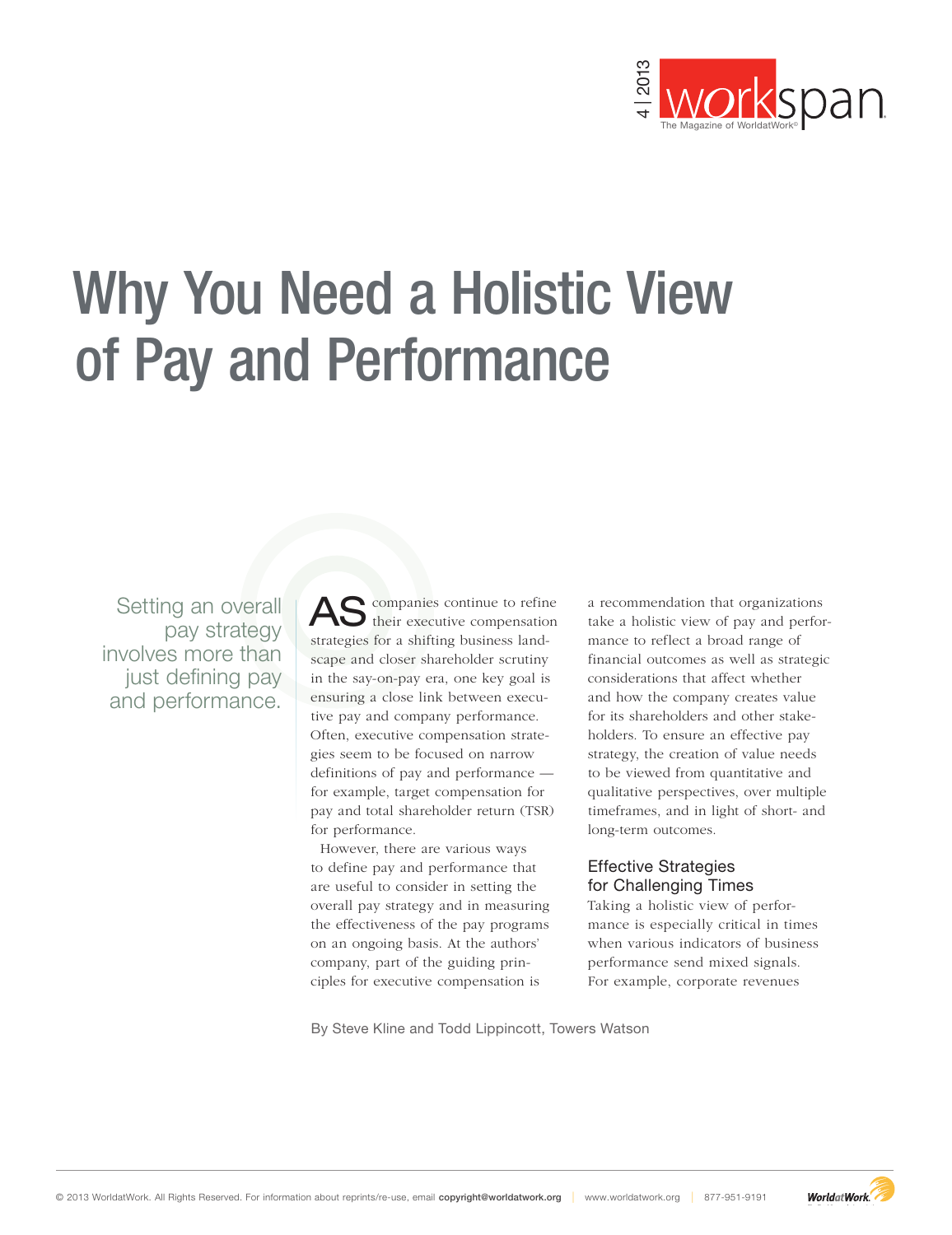# Why You Need a Holistic View of Pay and Performance

Setting an overall pay strategy involves more than just defining pay and performance.

AS companies continue to refine their executive compensation strategies for a shifting business landscape and closer shareholder scrutiny in the say-on-pay era, one key goal is ensuring a close link between executive pay and company performance. Often, executive compensation strategies seem to be focused on narrow definitions of pay and performance — for example, target compensation for pay and total shareholder return (TSR) for performance.

However, there are various ways to define pay and performance that are useful to consider in setting the overall pay strategy and in measuring the effectiveness of the pay programs on an ongoing basis. At the authors' company, part of the guiding principles for executive compensation is a recommendation that organizations take a holistic view of pay and performance to reflect a broad range of financial outcomes as well as strategic considerations that affect whether and how the company creates value for its shareholders and other stakeholders. To ensure an effective pay strategy, the creation of value needs to be viewed from quantitative and qualitative perspectives, over multiple timeframes, and in light of short- and long-term outcomes.

## Effective Strategies for Challenging Times

Taking a holistic view of performance is especially critical in times when various indicators of business performance send mixed signals. For example, corporate revenues

By Steve Kline and Todd Lippincott, Towers Watson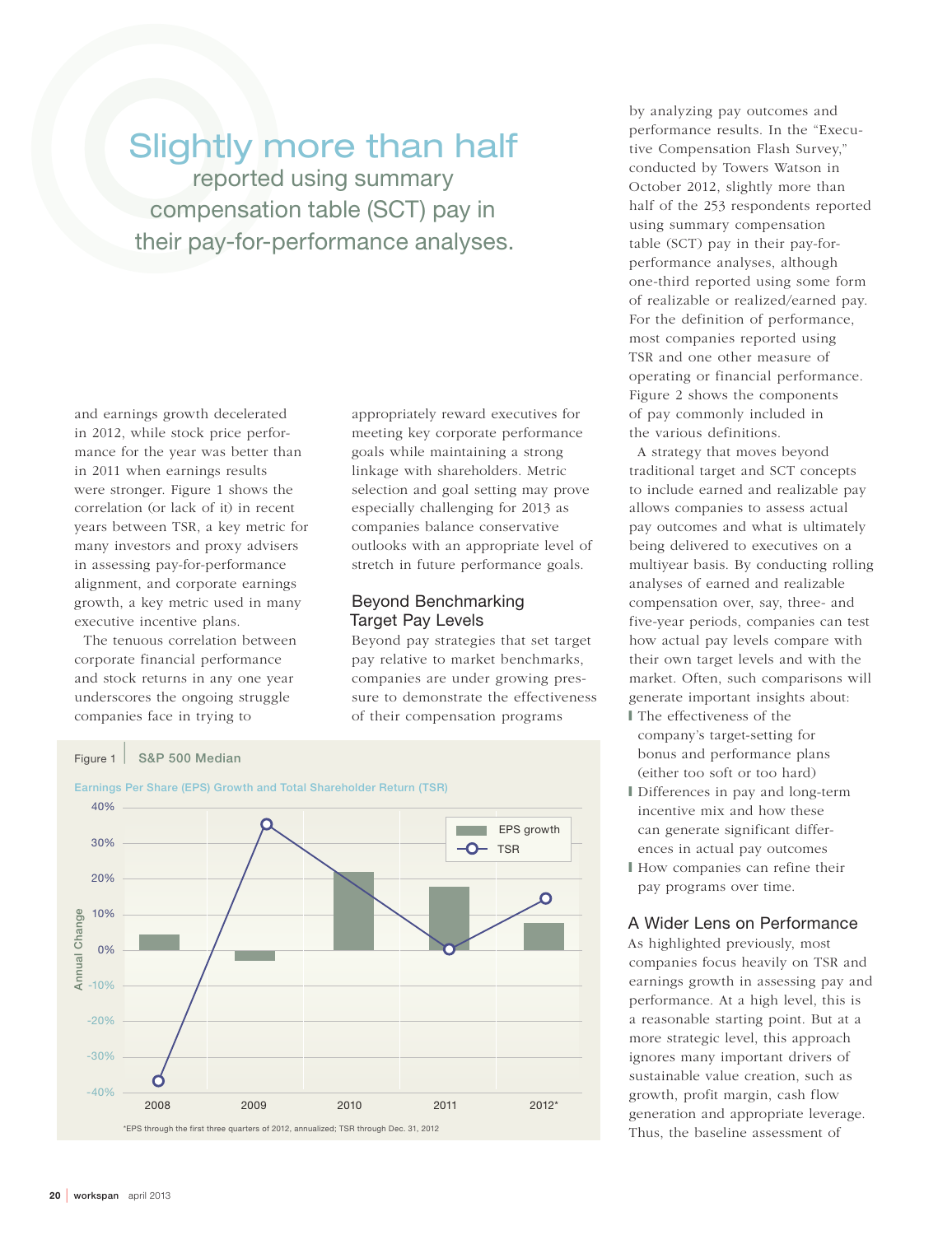> **Slightly more than half** reported using summary compensation table (SCT) pay in their pay-for-performance analyses.

and earnings growth decelerated in 2012, while stock price performance for the year was better than in 2011 when earnings results were stronger. Figure 1 shows the correlation (or lack of it) in recent years between TSR, a key metric for many investors and proxy advisers in assessing pay-for-performance alignment, and corporate earnings growth, a key metric used in many executive incentive plans.

The tenuous correlation between corporate financial performance and stock returns in any one year underscores the ongoing struggle companies face in trying to appropriately reward executives for meeting key corporate performance goals while maintaining a strong linkage with shareholders. Metric selection and goal setting may prove especially challenging for 2013 as companies balance conservative outlooks with an appropriate level of stretch in future performance goals.

## Beyond Benchmarking Target Pay Levels

Beyond pay strategies that set target pay relative to market benchmarks, companies are under growing pressure to demonstrate the effectiveness of their compensation programs by analyzing pay outcomes and performance results. In the "Executive Compensation Flash Survey," conducted by Towers Watson in October 2012, slightly more than half of the 253 respondents reported using summary compensation table (SCT) pay in their pay-for-performance analyses, although one-third reported using some form of realizable or realized/earned pay. For the definition of performance, most companies reported using TSR and one other measure of operating or financial performance. Figure 2 shows the components of pay commonly included in the various definitions.

A strategy that moves beyond traditional target and SCT concepts to include earned and realizable pay allows companies to assess actual pay outcomes and what is ultimately being delivered to executives on a multiyear basis. By conducting rolling analyses of earned and realizable compensation over, say, three- and five-year periods, companies can test how actual pay levels compare with their own target levels and with the market. Often, such comparisons will generate important insights about:

- The effectiveness of the company's target-setting for bonus and performance plans (either too soft or too hard)
- Differences in pay and long-term incentive mix and how these can generate significant differences in actual pay outcomes
- How companies can refine their pay programs over time.

## A Wider Lens on Performance

As highlighted previously, most companies focus heavily on TSR and earnings growth in assessing pay and performance. At a high level, this is a reasonable starting point. But at a more strategic level, this approach ignores many important drivers of sustainable value creation, such as growth, profit margin, cash flow generation and appropriate leverage. Thus, the baseline assessment of

**Figure 1 | S&P 500 Median**

Earnings Per Share (EPS) Growth and Total Shareholder Return (TSR)

| Year | EPS growth | TSR |
|---|---|---|
| 2008 | ~5% | ~-37% |
| 2009 | ~-2% | ~35% |
| 2010 | ~22% | ~18% |
| 2011 | ~18% | ~0% |
| 2012* | ~8% | ~14% |

*EPS through the first three quarters of 2012, annualized; TSR through Dec. 31, 2012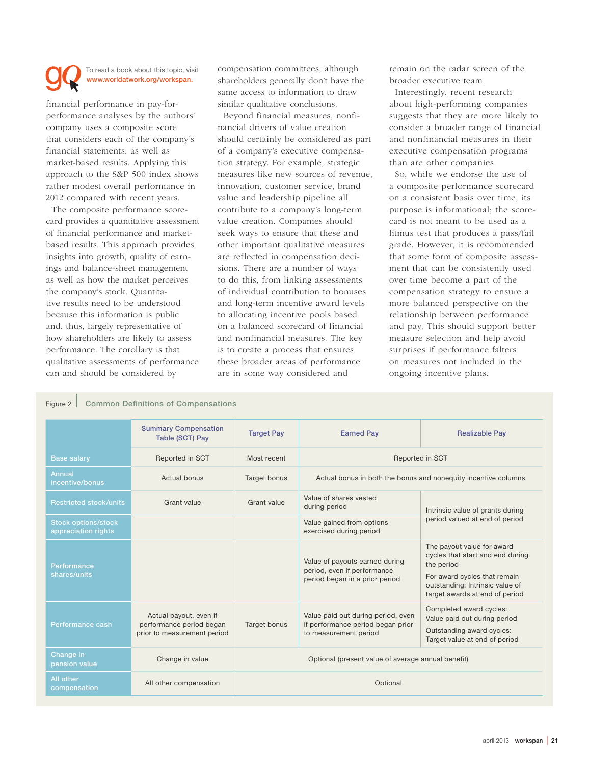To read a book about this topic, visit www.worldatwork.org/workspan.

financial performance in pay-for-performance analyses by the authors' company uses a composite score that considers each of the company's financial statements, as well as market-based results. Applying this approach to the S&P 500 index shows rather modest overall performance in 2012 compared with recent years.

The composite performance scorecard provides a quantitative assessment of financial performance and market-based results. This approach provides insights into growth, quality of earnings and balance-sheet management as well as how the market perceives the company's stock. Quantitative results need to be understood because this information is public and, thus, largely representative of how shareholders are likely to assess performance. The corollary is that qualitative assessments of performance can and should be considered by compensation committees, although shareholders generally don't have the same access to information to draw similar qualitative conclusions.

Beyond financial measures, nonfinancial drivers of value creation should certainly be considered as part of a company's executive compensation strategy. For example, strategic measures like new sources of revenue, innovation, customer service, brand value and leadership pipeline all contribute to a company's long-term value creation. Companies should seek ways to ensure that these and other important qualitative measures are reflected in compensation decisions. There are a number of ways to do this, from linking assessments of individual contribution to bonuses and long-term incentive award levels to allocating incentive pools based on a balanced scorecard of financial and nonfinancial measures. The key is to create a process that ensures these broader areas of performance are in some way considered and remain on the radar screen of the broader executive team.

Interestingly, recent research about high-performing companies suggests that they are more likely to consider a broader range of financial and nonfinancial measures in their executive compensation programs than are other companies.

So, while we endorse the use of a composite performance scorecard on a consistent basis over time, its purpose is informational; the scorecard is not meant to be used as a litmus test that produces a pass/fail grade. However, it is recommended that some form of composite assessment that can be consistently used over time become a part of the compensation strategy to ensure a more balanced perspective on the relationship between performance and pay. This should support better measure selection and help avoid surprises if performance falters on measures not included in the ongoing incentive plans.

Figure 2 Common Definitions of Compensations

| | Summary Compensation Table (SCT) Pay | Target Pay | Earned Pay | Realizable Pay |
|---|---|---|---|---|
| Base salary | Reported in SCT | Most recent | Reported in SCT | |
| Annual incentive/bonus | Actual bonus | Target bonus | Actual bonus in both the bonus and nonequity incentive columns | |
| Restricted stock/units | Grant value | Grant value | Value of shares vested during period | Intrinsic value of grants during period valued at end of period |
| Stock options/stock appreciation rights | | | Value gained from options exercised during period | |
| Performance shares/units | | | Value of payouts earned during period, even if performance period began in a prior period | The payout value for award cycles that start and end during the period<br>For award cycles that remain outstanding: Intrinsic value of target awards at end of period |
| Performance cash | Actual payout, even if performance period began prior to measurement period | Target bonus | Value paid out during period, even if performance period began prior to measurement period | Completed award cycles: Value paid out during period<br>Outstanding award cycles: Target value at end of period |
| Change in pension value | Change in value | Optional (present value of average annual benefit) | | |
| All other compensation | All other compensation | Optional | | |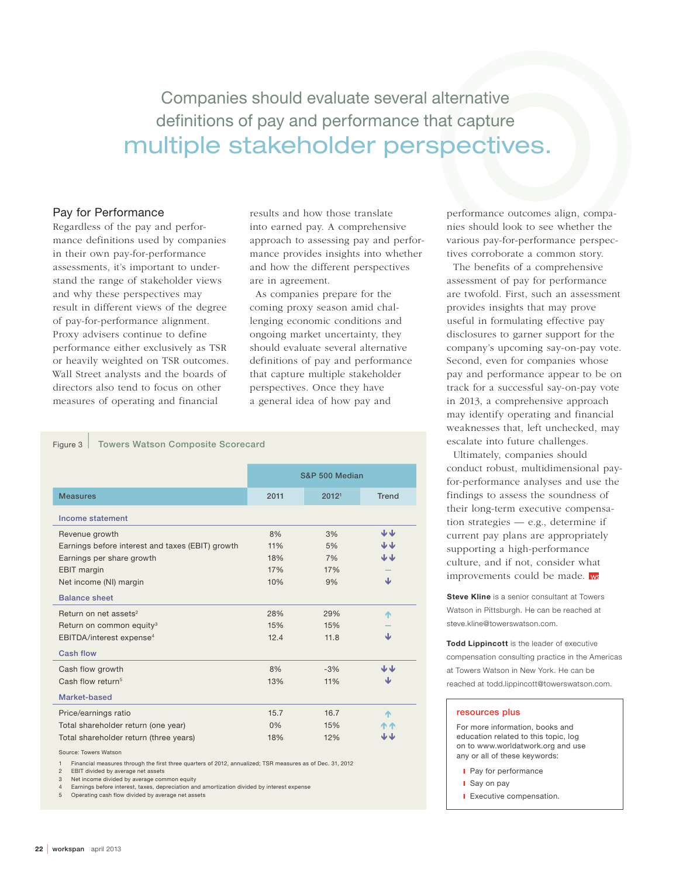Companies should evaluate several alternative definitions of pay and performance that capture **multiple stakeholder perspectives.**

## Pay for Performance

Regardless of the pay and performance definitions used by companies in their own pay-for-performance assessments, it's important to understand the range of stakeholder views and why these perspectives may result in different views of the degree of pay-for-performance alignment. Proxy advisers continue to define performance either exclusively as TSR or heavily weighted on TSR outcomes. Wall Street analysts and the boards of directors also tend to focus on other measures of operating and financial results and how those translate into earned pay. A comprehensive approach to assessing pay and performance provides insights into whether and how the different perspectives are in agreement.

As companies prepare for the coming proxy season amid challenging economic conditions and ongoing market uncertainty, they should evaluate several alternative definitions of pay and performance that capture multiple stakeholder perspectives. Once they have a general idea of how pay and performance outcomes align, companies should look to see whether the various pay-for-performance perspectives corroborate a common story.

The benefits of a comprehensive assessment of pay for performance are twofold. First, such an assessment provides insights that may prove useful in formulating effective pay disclosures to garner support for the company's upcoming say-on-pay vote. Second, even for companies whose pay and performance appear to be on track for a successful say-on-pay vote in 2013, a comprehensive approach may identify operating and financial weaknesses that, left unchecked, may escalate into future challenges.

Ultimately, companies should conduct robust, multidimensional pay-for-performance analyses and use the findings to assess the soundness of their long-term executive compensation strategies — e.g., determine if current pay plans are appropriately supporting a high-performance culture, and if not, consider what improvements could be made.

Figure 3 | Towers Watson Composite Scorecard

| | S&P 500 Median | | |
|---|---|---|---|
| **Measures** | **2011** | **2012[1]** | **Trend** |
| **Income statement** | | | |
| Revenue growth | 8% | 3% | ↓↓ |
| Earnings before interest and taxes (EBIT) growth | 11% | 5% | ↓↓ |
| Earnings per share growth | 18% | 7% | ↓↓ |
| EBIT margin | 17% | 17% | — |
| Net income (NI) margin | 10% | 9% | ↓ |
| **Balance sheet** | | | |
| Return on net assets[2] | 28% | 29% | ↑ |
| Return on common equity[3] | 15% | 15% | — |
| EBITDA/interest expense[4] | 12.4 | 11.8 | ↓ |
| **Cash flow** | | | |
| Cash flow growth | 8% | -3% | ↓↓ |
| Cash flow return[5] | 13% | 11% | ↓ |
| **Market-based** | | | |
| Price/earnings ratio | 15.7 | 16.7 | ↑ |
| Total shareholder return (one year) | 0% | 15% | ↑↑ |
| Total shareholder return (three years) | 18% | 12% | ↓↓ |

Source: Towers Watson

1 Financial measures through the first three quarters of 2012, annualized; TSR measures as of Dec. 31, 2012
2 EBIT divided by average net assets
3 Net income divided by average common equity
4 Earnings before interest, taxes, depreciation and amortization divided by interest expense
5 Operating cash flow divided by average net assets

**Steve Kline** is a senior consultant at Towers Watson in Pittsburgh. He can be reached at steve.kline@towerswatson.com.

**Todd Lippincott** is the leader of executive compensation consulting practice in the Americas at Towers Watson in New York. He can be reached at todd.lippincott@towerswatson.com.

### resources plus

For more information, books and education related to this topic, log on to www.worldatwork.org and use any or all of these keywords:

- Pay for performance
- Say on pay
- Executive compensation.